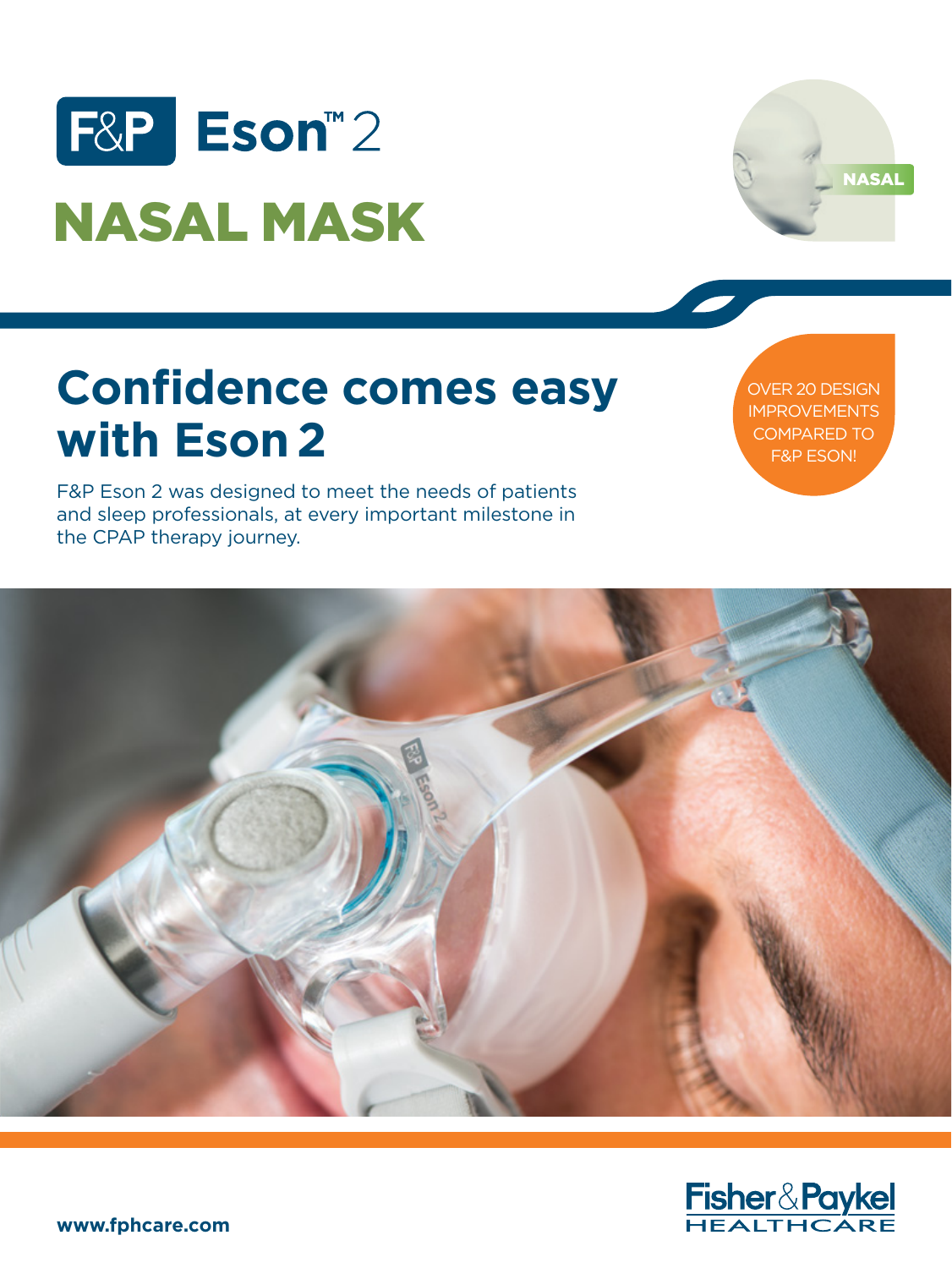# F&P Eson™ 2

# NASAL MASK

NASAL

## Confidence comes easy with Eson 2

OVER 20 DESIGN IMPROVEMENTS COMPARED TO F&P ESON!

F&P Eson 2 was designed to meet the needs of patients and sleep professionals, at every important milestone in the CPAP therapy journey.

Fisher & Paykel HEALTHCARE

www.fphcare.com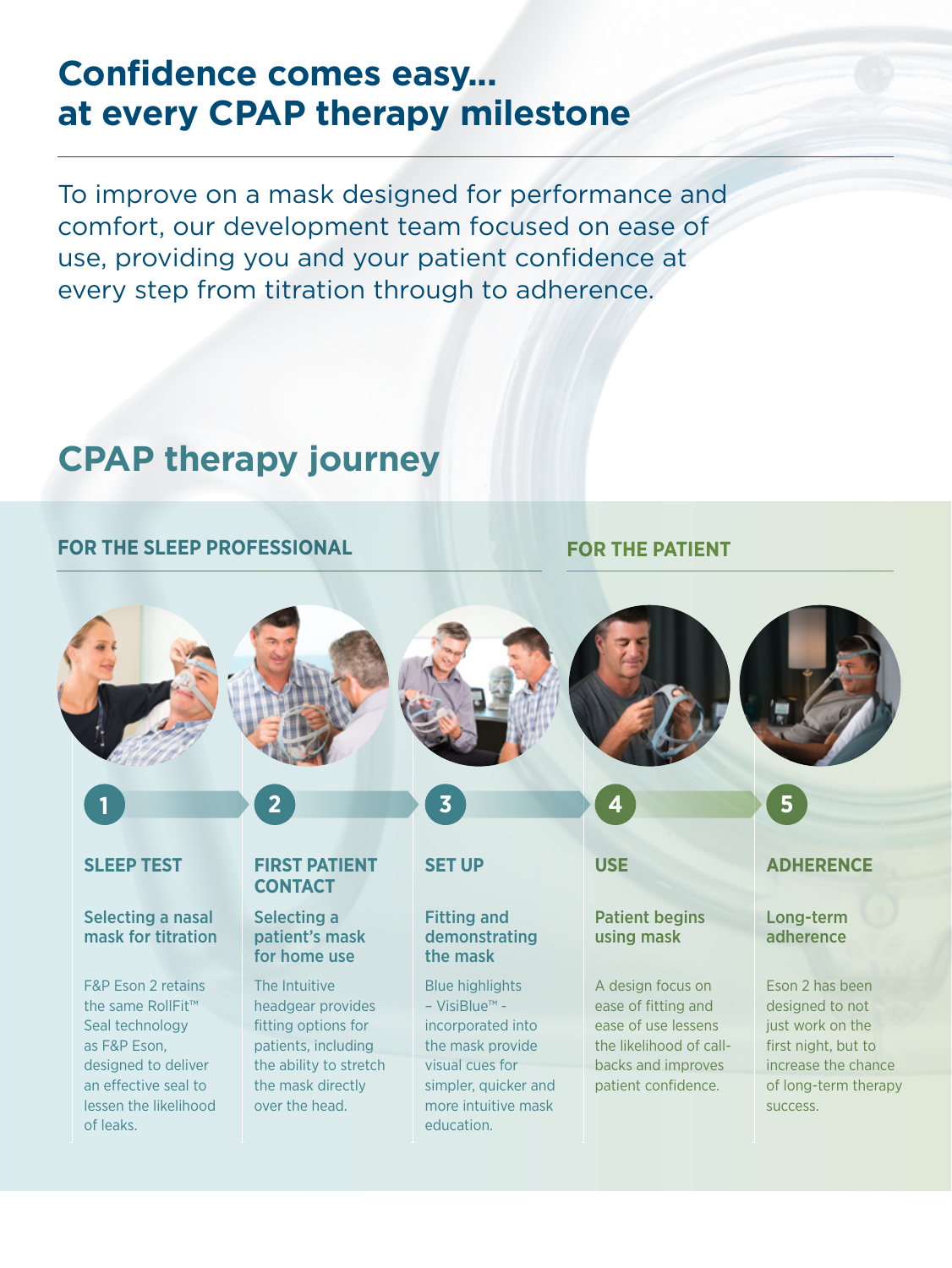# Confidence comes easy... at every CPAP therapy milestone

To improve on a mask designed for performance and comfort, our development team focused on ease of use, providing you and your patient confidence at every step from titration through to adherence.

## CPAP therapy journey

**FOR THE SLEEP PROFESSIONAL**

### 1 SLEEP TEST

**Selecting a nasal mask for titration**

F&P Eson 2 retains the same RollFit™ Seal technology as F&P Eson, designed to deliver an effective seal to lessen the likelihood of leaks.

### 2 FIRST PATIENT CONTACT

**Selecting a patient's mask for home use**

The Intuitive headgear provides fitting options for patients, including the ability to stretch the mask directly over the head.

### 3 SET UP

**Fitting and demonstrating the mask**

Blue highlights – VisiBlue™ - incorporated into the mask provide visual cues for simpler, quicker and more intuitive mask education.

**FOR THE PATIENT**

### 4 USE

**Patient begins using mask**

A design focus on ease of fitting and ease of use lessens the likelihood of call-backs and improves patient confidence.

### 5 ADHERENCE

**Long-term adherence**

Eson 2 has been designed to not just work on the first night, but to increase the chance of long-term therapy success.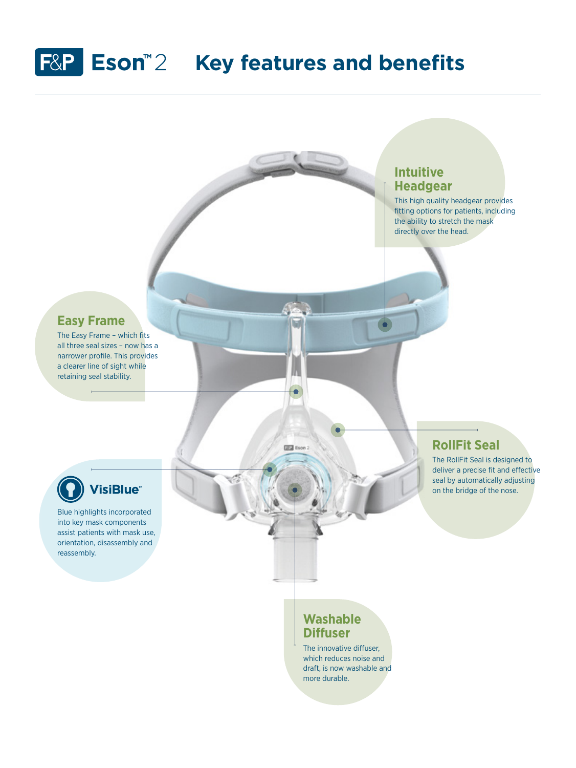# F&P Eson™ 2 Key features and benefits

## Intuitive Headgear

This high quality headgear provides fitting options for patients, including the ability to stretch the mask directly over the head.

## Easy Frame

The Easy Frame – which fits all three seal sizes – now has a narrower profile. This provides a clearer line of sight while retaining seal stability.

## RollFit Seal

The RollFit Seal is designed to deliver a precise fit and effective seal by automatically adjusting on the bridge of the nose.

## VisiBlue™

Blue highlights incorporated into key mask components assist patients with mask use, orientation, disassembly and reassembly.

## Washable Diffuser

The innovative diffuser, which reduces noise and draft, is now washable and more durable.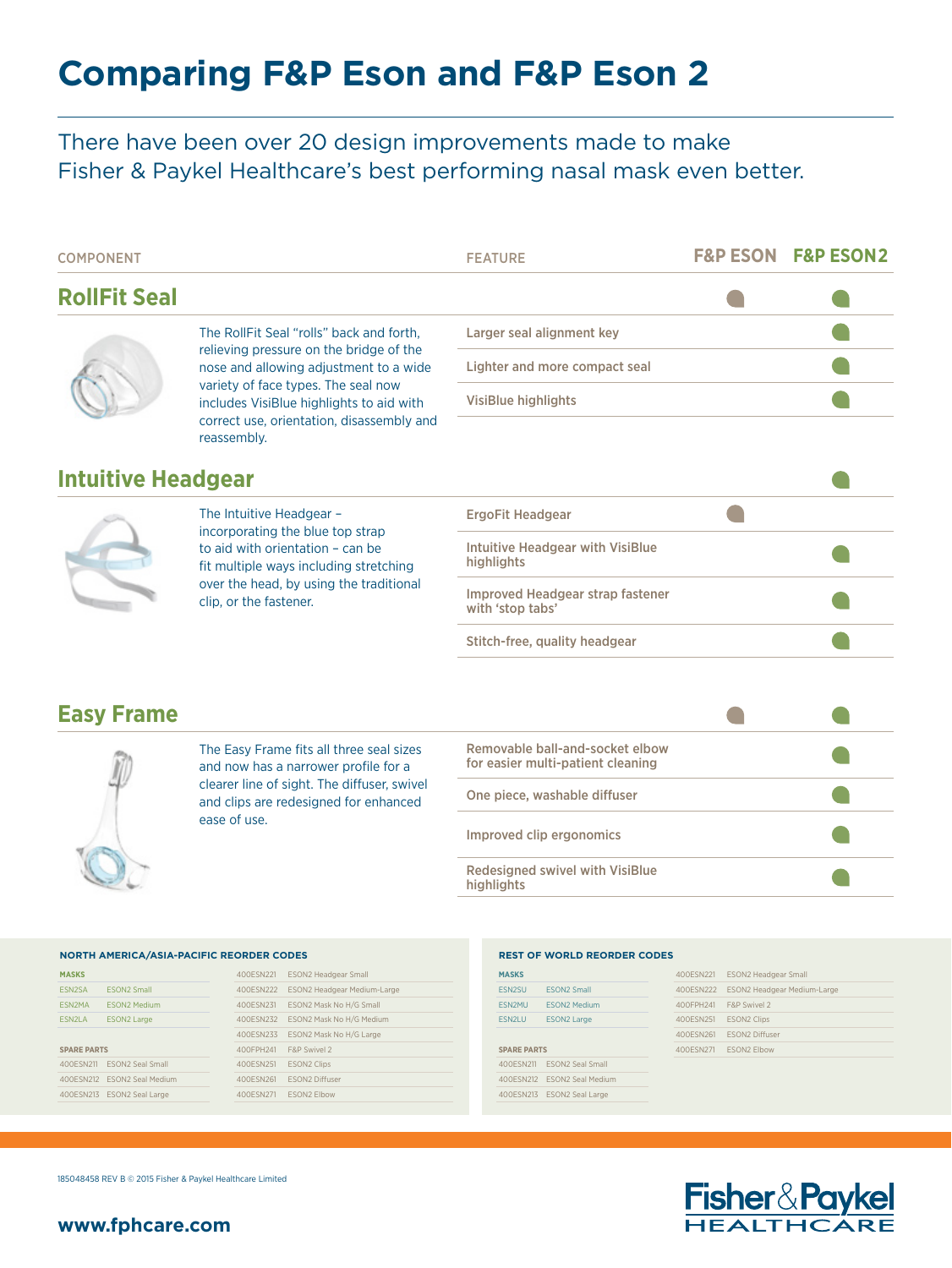# Comparing F&P Eson and F&P Eson 2

There have been over 20 design improvements made to make Fisher & Paykel Healthcare's best performing nasal mask even better.

| COMPONENT | FEATURE | F&P ESON | F&P ESON 2 |
|---|---|---|---|
| **RollFit Seal** | | ● | ● |
| The RollFit Seal "rolls" back and forth, relieving pressure on the bridge of the nose and allowing adjustment to a wide variety of face types. The seal now includes VisiBlue highlights to aid with correct use, orientation, disassembly and reassembly. | Larger seal alignment key | | ● |
| | Lighter and more compact seal | | ● |
| | VisiBlue highlights | | ● |
| **Intuitive Headgear** | | | ● |
| The Intuitive Headgear – incorporating the blue top strap to aid with orientation – can be fit multiple ways including stretching over the head, by using the traditional clip, or the fastener. | ErgoFit Headgear | ● | |
| | Intuitive Headgear with VisiBlue highlights | | ● |
| | Improved Headgear strap fastener with 'stop tabs' | | ● |
| | Stitch-free, quality headgear | | ● |
| **Easy Frame** | | ● | ● |
| The Easy Frame fits all three seal sizes and now has a narrower profile for a clearer line of sight. The diffuser, swivel and clips are redesigned for enhanced ease of use. | Removable ball-and-socket elbow for easier multi-patient cleaning | | ● |
| | One piece, washable diffuser | | ● |
| | Improved clip ergonomics | | ● |
| | Redesigned swivel with VisiBlue highlights | | ● |

**NORTH AMERICA/ASIA-PACIFIC REORDER CODES**

| MASKS | |
|---|---|
| ESN2SA | ESON2 Small |
| ESN2MA | ESON2 Medium |
| ESN2LA | ESON2 Large |

| SPARE PARTS | |
|---|---|
| 400ESN211 | ESON2 Seal Small |
| 400ESN212 | ESON2 Seal Medium |
| 400ESN213 | ESON2 Seal Large |
| 400ESN221 | ESON2 Headgear Small |
| 400ESN222 | ESON2 Headgear Medium-Large |
| 400ESN231 | ESON2 Mask No H/G Small |
| 400ESN232 | ESON2 Mask No H/G Medium |
| 400ESN233 | ESON2 Mask No H/G Large |
| 400FPH241 | F&P Swivel 2 |
| 400ESN251 | ESON2 Clips |
| 400ESN261 | ESON2 Diffuser |
| 400ESN271 | ESON2 Elbow |

**REST OF WORLD REORDER CODES**

| MASKS | |
|---|---|
| ESN2SU | ESON2 Small |
| ESN2MU | ESON2 Medium |
| ESN2LU | ESON2 Large |

| SPARE PARTS | |
|---|---|
| 400ESN211 | ESON2 Seal Small |
| 400ESN212 | ESON2 Seal Medium |
| 400ESN213 | ESON2 Seal Large |
| 400ESN221 | ESON2 Headgear Small |
| 400ESN222 | ESON2 Headgear Medium-Large |
| 400FPH241 | F&P Swivel 2 |
| 400ESN251 | ESON2 Clips |
| 400ESN261 | ESON2 Diffuser |
| 400ESN271 | ESON2 Elbow |

185048458 REV B © 2015 Fisher & Paykel Healthcare Limited

**www.fphcare.com**

Fisher & Paykel HEALTHCARE